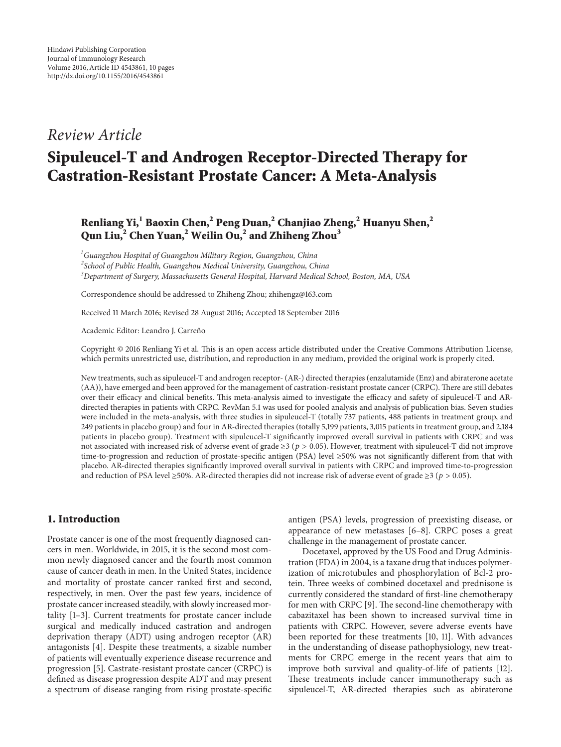Hindawi Publishing Corporation
Journal of Immunology Research
Volume 2016, Article ID 4543861, 10 pages
http://dx.doi.org/10.1155/2016/4543861

*Review Article*

# Sipuleucel-T and Androgen Receptor-Directed Therapy for Castration-Resistant Prostate Cancer: A Meta-Analysis

**Renliang Yi,[1] Baoxin Chen,[2] Peng Duan,[2] Chanjiao Zheng,[2] Huanyu Shen,[2] Qun Liu,[2] Chen Yuan,[2] Weilin Ou,[2] and Zhiheng Zhou[3]**

[1] *Guangzhou Hospital of Guangzhou Military Region, Guangzhou, China*
[2] *School of Public Health, Guangzhou Medical University, Guangzhou, China*
[3] *Department of Surgery, Massachusetts General Hospital, Harvard Medical School, Boston, MA, USA*

Correspondence should be addressed to Zhiheng Zhou; zhihengz@163.com

Received 11 March 2016; Revised 28 August 2016; Accepted 18 September 2016

Academic Editor: Leandro J. Carreño

Copyright © 2016 Renliang Yi et al. This is an open access article distributed under the Creative Commons Attribution License, which permits unrestricted use, distribution, and reproduction in any medium, provided the original work is properly cited.

New treatments, such as sipuleucel-T and androgen receptor- (AR-) directed therapies (enzalutamide (Enz) and abiraterone acetate (AA)), have emerged and been approved for the management of castration-resistant prostate cancer (CRPC). There are still debates over their efficacy and clinical benefits. This meta-analysis aimed to investigate the efficacy and safety of sipuleucel-T and AR-directed therapies in patients with CRPC. RevMan 5.1 was used for pooled analysis and analysis of publication bias. Seven studies were included in the meta-analysis, with three studies in sipuleucel-T (totally 737 patients, 488 patients in treatment group, and 249 patients in placebo group) and four in AR-directed therapies (totally 5,199 patients, 3,015 patients in treatment group, and 2,184 patients in placebo group). Treatment with sipuleucel-T significantly improved overall survival in patients with CRPC and was not associated with increased risk of adverse event of grade ≥3 ($p > 0.05$). However, treatment with sipuleucel-T did not improve time-to-progression and reduction of prostate-specific antigen (PSA) level ≥50% was not significantly different from that with placebo. AR-directed therapies significantly improved overall survival in patients with CRPC and improved time-to-progression and reduction of PSA level ≥50%. AR-directed therapies did not increase risk of adverse event of grade ≥3 ($p > 0.05$).

## 1. Introduction

Prostate cancer is one of the most frequently diagnosed cancers in men. Worldwide, in 2015, it is the second most common newly diagnosed cancer and the fourth most common cause of cancer death in men. In the United States, incidence and mortality of prostate cancer ranked first and second, respectively, in men. Over the past few years, incidence of prostate cancer increased steadily, with slowly increased mortality [1–3]. Current treatments for prostate cancer include surgical and medically induced castration and androgen deprivation therapy (ADT) using androgen receptor (AR) antagonists [4]. Despite these treatments, a sizable number of patients will eventually experience disease recurrence and progression [5]. Castrate-resistant prostate cancer (CRPC) is defined as disease progression despite ADT and may present a spectrum of disease ranging from rising prostate-specific antigen (PSA) levels, progression of preexisting disease, or appearance of new metastases [6–8]. CRPC poses a great challenge in the management of prostate cancer.

Docetaxel, approved by the US Food and Drug Administration (FDA) in 2004, is a taxane drug that induces polymerization of microtubules and phosphorylation of Bcl-2 protein. Three weeks of combined docetaxel and prednisone is currently considered the standard of first-line chemotherapy for men with CRPC [9]. The second-line chemotherapy with cabazitaxel has been shown to increased survival time in patients with CRPC. However, severe adverse events have been reported for these treatments [10, 11]. With advances in the understanding of disease pathophysiology, new treatments for CRPC emerge in the recent years that aim to improve both survival and quality-of-life of patients [12]. These treatments include cancer immunotherapy such as sipuleucel-T, AR-directed therapies such as abiraterone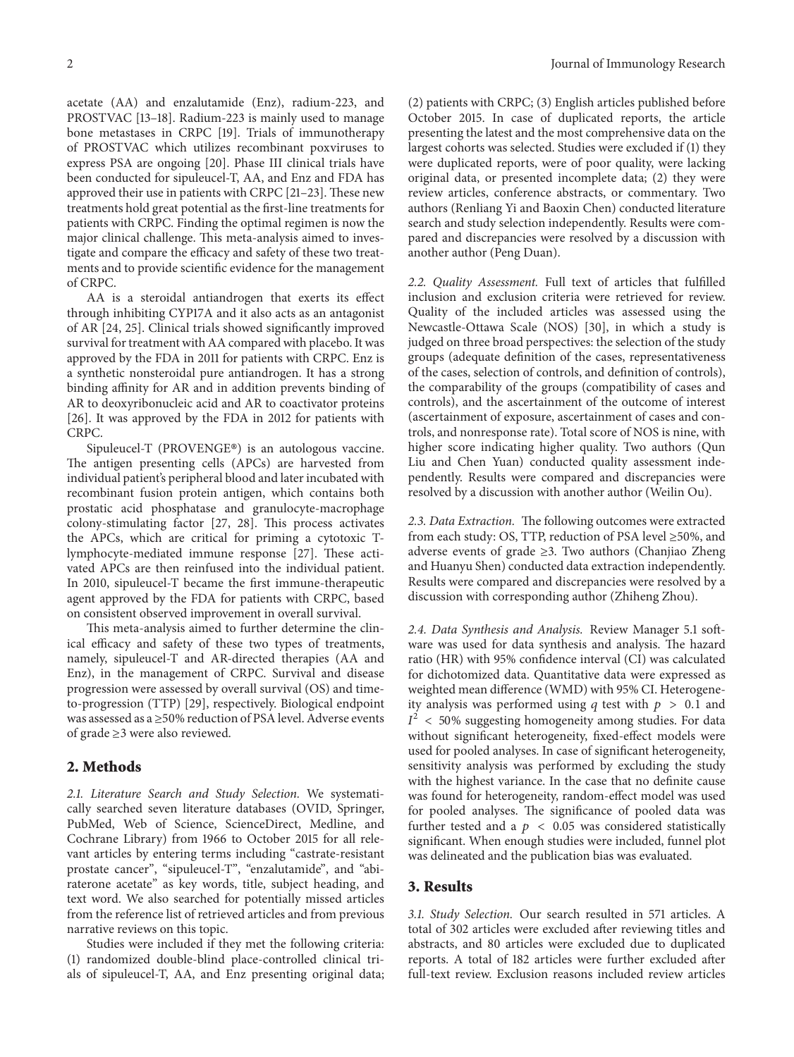acetate (AA) and enzalutamide (Enz), radium-223, and PROSTVAC [13–18]. Radium-223 is mainly used to manage bone metastases in CRPC [19]. Trials of immunotherapy of PROSTVAC which utilizes recombinant poxviruses to express PSA are ongoing [20]. Phase III clinical trials have been conducted for sipuleucel-T, AA, and Enz and FDA has approved their use in patients with CRPC [21–23]. These new treatments hold great potential as the first-line treatments for patients with CRPC. Finding the optimal regimen is now the major clinical challenge. This meta-analysis aimed to investigate and compare the efficacy and safety of these two treatments and to provide scientific evidence for the management of CRPC.

AA is a steroidal antiandrogen that exerts its effect through inhibiting CYP17A and it also acts as an antagonist of AR [24, 25]. Clinical trials showed significantly improved survival for treatment with AA compared with placebo. It was approved by the FDA in 2011 for patients with CRPC. Enz is a synthetic nonsteroidal pure antiandrogen. It has a strong binding affinity for AR and in addition prevents binding of AR to deoxyribonucleic acid and AR to coactivator proteins [26]. It was approved by the FDA in 2012 for patients with CRPC.

Sipuleucel-T (PROVENGE®) is an autologous vaccine. The antigen presenting cells (APCs) are harvested from individual patient's peripheral blood and later incubated with recombinant fusion protein antigen, which contains both prostatic acid phosphatase and granulocyte-macrophage colony-stimulating factor [27, 28]. This process activates the APCs, which are critical for priming a cytotoxic T-lymphocyte-mediated immune response [27]. These activated APCs are then reinfused into the individual patient. In 2010, sipuleucel-T became the first immune-therapeutic agent approved by the FDA for patients with CRPC, based on consistent observed improvement in overall survival.

This meta-analysis aimed to further determine the clinical efficacy and safety of these two types of treatments, namely, sipuleucel-T and AR-directed therapies (AA and Enz), in the management of CRPC. Survival and disease progression were assessed by overall survival (OS) and time-to-progression (TTP) [29], respectively. Biological endpoint was assessed as a ≥50% reduction of PSA level. Adverse events of grade ≥3 were also reviewed.

## 2. Methods

*2.1. Literature Search and Study Selection.* We systematically searched seven literature databases (OVID, Springer, PubMed, Web of Science, ScienceDirect, Medline, and Cochrane Library) from 1966 to October 2015 for all relevant articles by entering terms including "castrate-resistant prostate cancer", "sipuleucel-T", "enzalutamide", and "abiraterone acetate" as key words, title, subject heading, and text word. We also searched for potentially missed articles from the reference list of retrieved articles and from previous narrative reviews on this topic.

Studies were included if they met the following criteria: (1) randomized double-blind place-controlled clinical trials of sipuleucel-T, AA, and Enz presenting original data; (2) patients with CRPC; (3) English articles published before October 2015. In case of duplicated reports, the article presenting the latest and the most comprehensive data on the largest cohorts was selected. Studies were excluded if (1) they were duplicated reports, were of poor quality, were lacking original data, or presented incomplete data; (2) they were review articles, conference abstracts, or commentary. Two authors (Renliang Yi and Baoxin Chen) conducted literature search and study selection independently. Results were compared and discrepancies were resolved by a discussion with another author (Peng Duan).

*2.2. Quality Assessment.* Full text of articles that fulfilled inclusion and exclusion criteria were retrieved for review. Quality of the included articles was assessed using the Newcastle-Ottawa Scale (NOS) [30], in which a study is judged on three broad perspectives: the selection of the study groups (adequate definition of the cases, representativeness of the cases, selection of controls, and definition of controls), the comparability of the groups (compatibility of cases and controls), and the ascertainment of the outcome of interest (ascertainment of exposure, ascertainment of cases and controls, and nonresponse rate). Total score of NOS is nine, with higher score indicating higher quality. Two authors (Qun Liu and Chen Yuan) conducted quality assessment independently. Results were compared and discrepancies were resolved by a discussion with another author (Weilin Ou).

*2.3. Data Extraction.* The following outcomes were extracted from each study: OS, TTP, reduction of PSA level ≥50%, and adverse events of grade ≥3. Two authors (Chanjiao Zheng and Huanyu Shen) conducted data extraction independently. Results were compared and discrepancies were resolved by a discussion with corresponding author (Zhiheng Zhou).

*2.4. Data Synthesis and Analysis.* Review Manager 5.1 software was used for data synthesis and analysis. The hazard ratio (HR) with 95% confidence interval (CI) was calculated for dichotomized data. Quantitative data were expressed as weighted mean difference (WMD) with 95% CI. Heterogeneity analysis was performed using $q$ test with $p > 0.1$ and $I^2 < 50\%$ suggesting homogeneity among studies. For data without significant heterogeneity, fixed-effect models were used for pooled analyses. In case of significant heterogeneity, sensitivity analysis was performed by excluding the study with the highest variance. In the case that no definite cause was found for heterogeneity, random-effect model was used for pooled analyses. The significance of pooled data was further tested and a $p < 0.05$ was considered statistically significant. When enough studies were included, funnel plot was delineated and the publication bias was evaluated.

## 3. Results

*3.1. Study Selection.* Our search resulted in 571 articles. A total of 302 articles were excluded after reviewing titles and abstracts, and 80 articles were excluded due to duplicated reports. A total of 182 articles were further excluded after full-text review. Exclusion reasons included review articles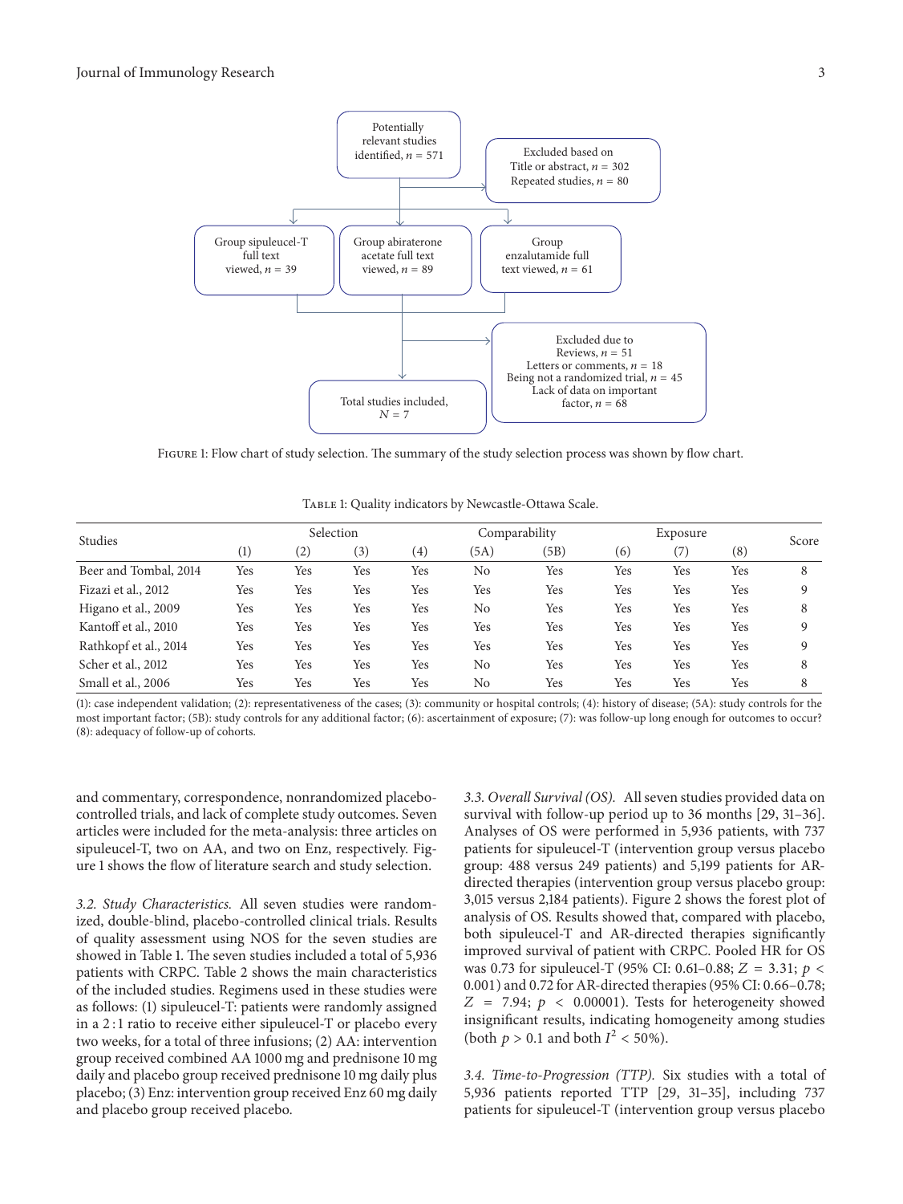Potentially relevant studies identified, $n = 571$

Excluded based on Title or abstract, $n = 302$; Repeated studies, $n = 80$

Group sipuleucel-T full text viewed, $n = 39$

Group abiraterone acetate full text viewed, $n = 89$

Group enzalutamide full text viewed, $n = 61$

Excluded due to Reviews, $n = 51$; Letters or comments, $n = 18$; Being not a randomized trial, $n = 45$; Lack of data on important factor, $n = 68$

Total studies included, $N = 7$

Figure 1: Flow chart of study selection. The summary of the study selection process was shown by flow chart.

Table 1: Quality indicators by Newcastle-Ottawa Scale.

| Studies | Selection | | | | Comparability | | Exposure | | | Score |
|---|---|---|---|---|---|---|---|---|---|---|
| | (1) | (2) | (3) | (4) | (5A) | (5B) | (6) | (7) | (8) | |
| Beer and Tombal, 2014 | Yes | Yes | Yes | Yes | No | Yes | Yes | Yes | Yes | 8 |
| Fizazi et al., 2012 | Yes | Yes | Yes | Yes | Yes | Yes | Yes | Yes | Yes | 9 |
| Higano et al., 2009 | Yes | Yes | Yes | Yes | No | Yes | Yes | Yes | Yes | 8 |
| Kantoff et al., 2010 | Yes | Yes | Yes | Yes | Yes | Yes | Yes | Yes | Yes | 9 |
| Rathkopf et al., 2014 | Yes | Yes | Yes | Yes | Yes | Yes | Yes | Yes | Yes | 9 |
| Scher et al., 2012 | Yes | Yes | Yes | Yes | No | Yes | Yes | Yes | Yes | 8 |
| Small et al., 2006 | Yes | Yes | Yes | Yes | No | Yes | Yes | Yes | Yes | 8 |

(1): case independent validation; (2): representativeness of the cases; (3): community or hospital controls; (4): history of disease; (5A): study controls for the most important factor; (5B): study controls for any additional factor; (6): ascertainment of exposure; (7): was follow-up long enough for outcomes to occur? (8): adequacy of follow-up of cohorts.

and commentary, correspondence, nonrandomized placebo-controlled trials, and lack of complete study outcomes. Seven articles were included for the meta-analysis: three articles on sipuleucel-T, two on AA, and two on Enz, respectively. Figure 1 shows the flow of literature search and study selection.

*3.2. Study Characteristics.* All seven studies were randomized, double-blind, placebo-controlled clinical trials. Results of quality assessment using NOS for the seven studies are showed in Table 1. The seven studies included a total of 5,936 patients with CRPC. Table 2 shows the main characteristics of the included studies. Regimens used in these studies were as follows: (1) sipuleucel-T: patients were randomly assigned in a 2 : 1 ratio to receive either sipuleucel-T or placebo every two weeks, for a total of three infusions; (2) AA: intervention group received combined AA 1000 mg and prednisone 10 mg daily and placebo group received prednisone 10 mg daily plus placebo; (3) Enz: intervention group received Enz 60 mg daily and placebo group received placebo.

*3.3. Overall Survival (OS).* All seven studies provided data on survival with follow-up period up to 36 months [29, 31–36]. Analyses of OS were performed in 5,936 patients, with 737 patients for sipuleucel-T (intervention group versus placebo group: 488 versus 249 patients) and 5,199 patients for AR-directed therapies (intervention group versus placebo group: 3,015 versus 2,184 patients). Figure 2 shows the forest plot of analysis of OS. Results showed that, compared with placebo, both sipuleucel-T and AR-directed therapies significantly improved survival of patient with CRPC. Pooled HR for OS was 0.73 for sipuleucel-T (95% CI: 0.61–0.88; $Z = 3.31$; $p < 0.001$) and 0.72 for AR-directed therapies (95% CI: 0.66–0.78; $Z = 7.94$; $p < 0.00001$). Tests for heterogeneity showed insignificant results, indicating homogeneity among studies (both $p > 0.1$ and both $I^2 < 50\%$).

*3.4. Time-to-Progression (TTP).* Six studies with a total of 5,936 patients reported TTP [29, 31–35], including 737 patients for sipuleucel-T (intervention group versus placebo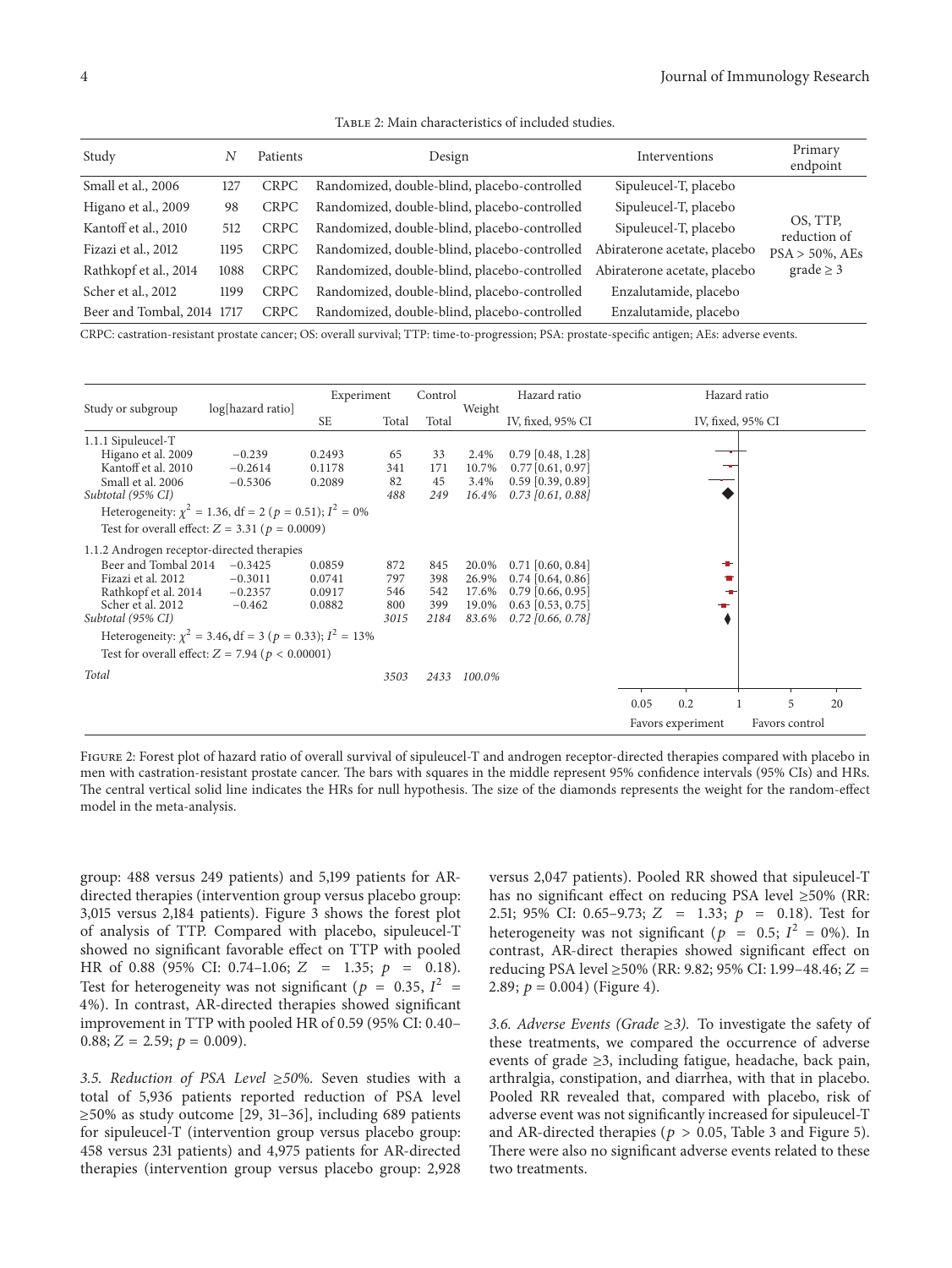Table 2: Main characteristics of included studies.

| Study | $N$ | Patients | Design | Interventions | Primary endpoint |
|---|---|---|---|---|---|
| Small et al., 2006 | 127 | CRPC | Randomized, double-blind, placebo-controlled | Sipuleucel-T, placebo | OS, TTP, reduction of PSA > 50%, AEs grade ≥ 3 |
| Higano et al., 2009 | 98 | CRPC | Randomized, double-blind, placebo-controlled | Sipuleucel-T, placebo | |
| Kantoff et al., 2010 | 512 | CRPC | Randomized, double-blind, placebo-controlled | Sipuleucel-T, placebo | |
| Fizazi et al., 2012 | 1195 | CRPC | Randomized, double-blind, placebo-controlled | Abiraterone acetate, placebo | |
| Rathkopf et al., 2014 | 1088 | CRPC | Randomized, double-blind, placebo-controlled | Abiraterone acetate, placebo | |
| Scher et al., 2012 | 1199 | CRPC | Randomized, double-blind, placebo-controlled | Enzalutamide, placebo | |
| Beer and Tombal, 2014 | 1717 | CRPC | Randomized, double-blind, placebo-controlled | Enzalutamide, placebo | |

CRPC: castration-resistant prostate cancer; OS: overall survival; TTP: time-to-progression; PSA: prostate-specific antigen; AEs: adverse events.

| Study or subgroup | log[hazard ratio] | SE | Experiment Total | Control Total | Weight | Hazard ratio IV, fixed, 95% CI |
|---|---|---|---|---|---|---|
| 1.1.1 Sipuleucel-T | | | | | | |
| Higano et al. 2009 | −0.239 | 0.2493 | 65 | 33 | 2.4% | 0.79 [0.48, 1.28] |
| Kantoff et al. 2010 | −0.2614 | 0.1178 | 341 | 171 | 10.7% | 0.77 [0.61, 0.97] |
| Small et al. 2006 | −0.5306 | 0.2089 | 82 | 45 | 3.4% | 0.59 [0.39, 0.89] |
| *Subtotal (95% CI)* | | | *488* | *249* | *16.4%* | *0.73 [0.61, 0.88]* |
| Heterogeneity: $\chi^2 = 1.36$, df = 2 ($p = 0.51$); $I^2 = 0\%$ | | | | | | |
| Test for overall effect: $Z = 3.31$ ($p = 0.0009$) | | | | | | |
| 1.1.2 Androgen receptor-directed therapies | | | | | | |
| Beer and Tombal 2014 | −0.3425 | 0.0859 | 872 | 845 | 20.0% | 0.71 [0.60, 0.84] |
| Fizazi et al. 2012 | −0.3011 | 0.0741 | 797 | 398 | 26.9% | 0.74 [0.64, 0.86] |
| Rathkopf et al. 2014 | −0.2357 | 0.0917 | 546 | 542 | 17.6% | 0.79 [0.66, 0.95] |
| Scher et al. 2012 | −0.462 | 0.0882 | 800 | 399 | 19.0% | 0.63 [0.53, 0.75] |
| *Subtotal (95% CI)* | | | *3015* | *2184* | *83.6%* | *0.72 [0.66, 0.78]* |
| Heterogeneity: $\chi^2 = 3.46$, df = 3 ($p = 0.33$); $I^2 = 13\%$ | | | | | | |
| Test for overall effect: $Z = 7.94$ ($p < 0.00001$) | | | | | | |
| *Total* | | | *3503* | *2433* | *100.0%* | |

Hazard ratio IV, fixed, 95% CI (axis: 0.05, 0.2, 1, 5, 20; Favors experiment / Favors control)

Figure 2: Forest plot of hazard ratio of overall survival of sipuleucel-T and androgen receptor-directed therapies compared with placebo in men with castration-resistant prostate cancer. The bars with squares in the middle represent 95% confidence intervals (95% CIs) and HRs. The central vertical solid line indicates the HRs for null hypothesis. The size of the diamonds represents the weight for the random-effect model in the meta-analysis.

group: 488 versus 249 patients) and 5,199 patients for AR-directed therapies (intervention group versus placebo group: 3,015 versus 2,184 patients). Figure 3 shows the forest plot of analysis of TTP. Compared with placebo, sipuleucel-T showed no significant favorable effect on TTP with pooled HR of 0.88 (95% CI: 0.74–1.06; $Z = 1.35$; $p = 0.18$). Test for heterogeneity was not significant ($p = 0.35$, $I^2 = 4\%$). In contrast, AR-directed therapies showed significant improvement in TTP with pooled HR of 0.59 (95% CI: 0.40–0.88; $Z = 2.59$; $p = 0.009$).

*3.5. Reduction of PSA Level ≥50%.* Seven studies with a total of 5,936 patients reported reduction of PSA level ≥50% as study outcome [29, 31–36], including 689 patients for sipuleucel-T (intervention group versus placebo group: 458 versus 231 patients) and 4,975 patients for AR-directed therapies (intervention group versus placebo group: 2,928 versus 2,047 patients). Pooled RR showed that sipuleucel-T has no significant effect on reducing PSA level ≥50% (RR: 2.51; 95% CI: 0.65–9.73; $Z = 1.33$; $p = 0.18$). Test for heterogeneity was not significant ($p = 0.5$; $I^2 = 0\%$). In contrast, AR-direct therapies showed significant effect on reducing PSA level ≥50% (RR: 9.82; 95% CI: 1.99–48.46; $Z = 2.89$; $p = 0.004$) (Figure 4).

*3.6. Adverse Events (Grade ≥3).* To investigate the safety of these treatments, we compared the occurrence of adverse events of grade ≥3, including fatigue, headache, back pain, arthralgia, constipation, and diarrhea, with that in placebo. Pooled RR revealed that, compared with placebo, risk of adverse event was not significantly increased for sipuleucel-T and AR-directed therapies ($p > 0.05$, Table 3 and Figure 5). There were also no significant adverse events related to these two treatments.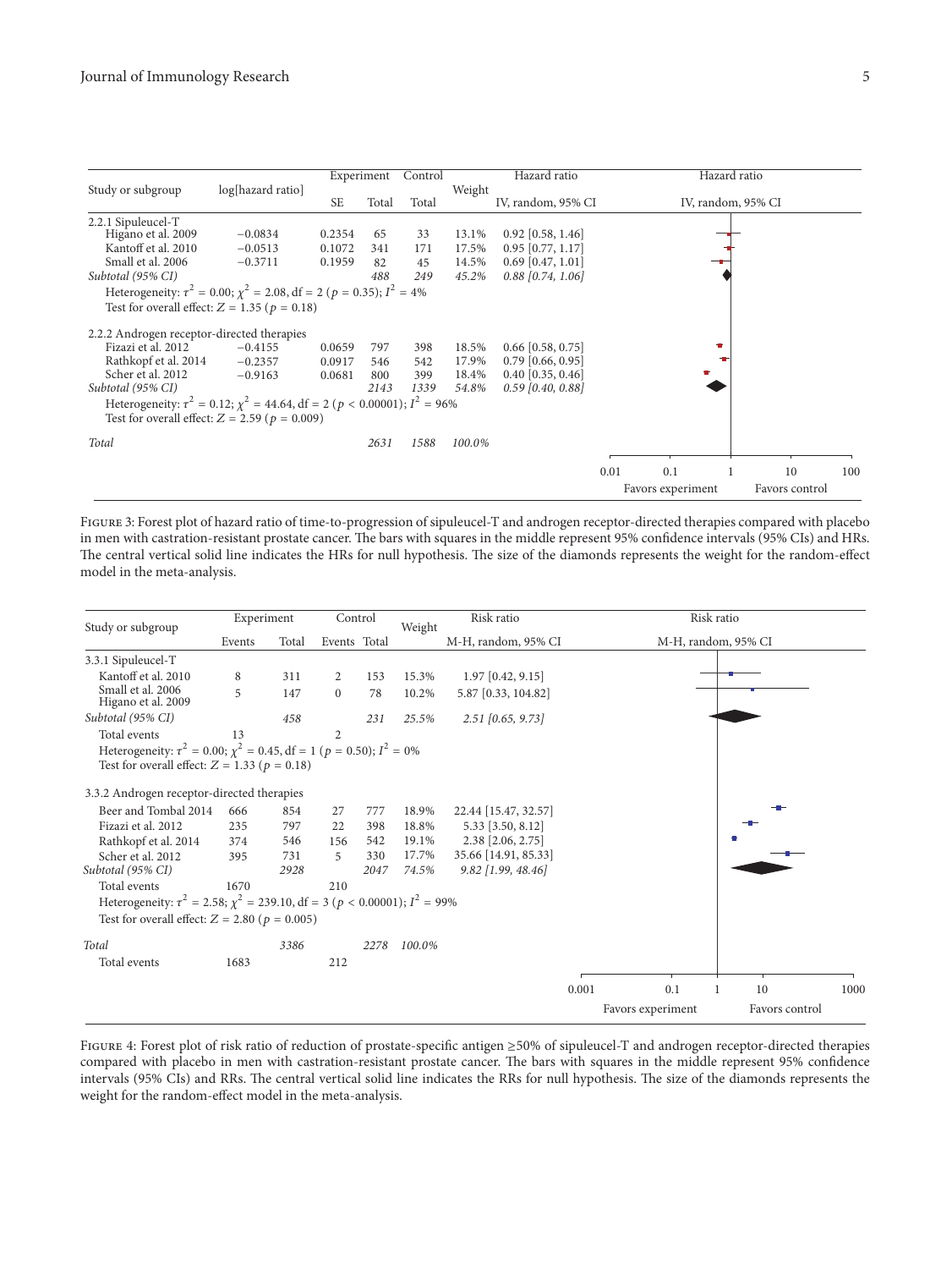| Study or subgroup | log[hazard ratio] | Experiment SE | Experiment Total | Control Total | Weight | Hazard ratio IV, random, 95% CI |
|---|---|---|---|---|---|---|
| 2.2.1 Sipuleucel-T | | | | | | |
| Higano et al. 2009 | −0.0834 | 0.2354 | 65 | 33 | 13.1% | 0.92 [0.58, 1.46] |
| Kantoff et al. 2010 | −0.0513 | 0.1072 | 341 | 171 | 17.5% | 0.95 [0.77, 1.17] |
| Small et al. 2006 | −0.3711 | 0.1959 | 82 | 45 | 14.5% | 0.69 [0.47, 1.01] |
| *Subtotal (95% CI)* | | | *488* | *249* | *45.2%* | *0.88 [0.74, 1.06]* |
| Heterogeneity: $\tau^2 = 0.00$; $\chi^2 = 2.08$, df $= 2$ ($p = 0.35$); $I^2 = 4\%$ | | | | | | |
| Test for overall effect: $Z = 1.35$ ($p = 0.18$) | | | | | | |
| 2.2.2 Androgen receptor-directed therapies | | | | | | |
| Fizazi et al. 2012 | −0.4155 | 0.0659 | 797 | 398 | 18.5% | 0.66 [0.58, 0.75] |
| Rathkopf et al. 2014 | −0.2357 | 0.0917 | 546 | 542 | 17.9% | 0.79 [0.66, 0.95] |
| Scher et al. 2012 | −0.9163 | 0.0681 | 800 | 399 | 18.4% | 0.40 [0.35, 0.46] |
| *Subtotal (95% CI)* | | | *2143* | *1339* | *54.8%* | *0.59 [0.40, 0.88]* |
| Heterogeneity: $\tau^2 = 0.12$; $\chi^2 = 44.64$, df $= 2$ ($p < 0.00001$); $I^2 = 96\%$ | | | | | | |
| Test for overall effect: $Z = 2.59$ ($p = 0.009$) | | | | | | |
| *Total* | | | *2631* | *1588* | *100.0%* | |

Favors experiment — Favors control (axis: 0.01, 0.1, 1, 10, 100)

Figure 3: Forest plot of hazard ratio of time-to-progression of sipuleucel-T and androgen receptor-directed therapies compared with placebo in men with castration-resistant prostate cancer. The bars with squares in the middle represent 95% confidence intervals (95% CIs) and HRs. The central vertical solid line indicates the HRs for null hypothesis. The size of the diamonds represents the weight for the random-effect model in the meta-analysis.

| Study or subgroup | Experiment Events | Experiment Total | Control Events | Control Total | Weight | Risk ratio M-H, random, 95% CI |
|---|---|---|---|---|---|---|
| 3.3.1 Sipuleucel-T | | | | | | |
| Kantoff et al. 2010 | 8 | 311 | 2 | 153 | 15.3% | 1.97 [0.42, 9.15] |
| Small et al. 2006 Higano et al. 2009 | 5 | 147 | 0 | 78 | 10.2% | 5.87 [0.33, 104.82] |
| *Subtotal (95% CI)* | | *458* | | *231* | *25.5%* | *2.51 [0.65, 9.73]* |
| Total events | 13 | | 2 | | | |
| Heterogeneity: $\tau^2 = 0.00$; $\chi^2 = 0.45$, df $= 1$ ($p = 0.50$); $I^2 = 0\%$ | | | | | | |
| Test for overall effect: $Z = 1.33$ ($p = 0.18$) | | | | | | |
| 3.3.2 Androgen receptor-directed therapies | | | | | | |
| Beer and Tombal 2014 | 666 | 854 | 27 | 777 | 18.9% | 22.44 [15.47, 32.57] |
| Fizazi et al. 2012 | 235 | 797 | 22 | 398 | 18.8% | 5.33 [3.50, 8.12] |
| Rathkopf et al. 2014 | 374 | 546 | 156 | 542 | 19.1% | 2.38 [2.06, 2.75] |
| Scher et al. 2012 | 395 | 731 | 5 | 330 | 17.7% | 35.66 [14.91, 85.33] |
| *Subtotal (95% CI)* | | *2928* | | *2047* | *74.5%* | *9.82 [1.99, 48.46]* |
| Total events | 1670 | | 210 | | | |
| Heterogeneity: $\tau^2 = 2.58$; $\chi^2 = 239.10$, df $= 3$ ($p < 0.00001$); $I^2 = 99\%$ | | | | | | |
| Test for overall effect: $Z = 2.80$ ($p = 0.005$) | | | | | | |
| *Total* | | *3386* | | *2278* | *100.0%* | |
| Total events | 1683 | | 212 | | | |

Favors experiment — Favors control (axis: 0.001, 0.1, 1, 10, 1000)

Figure 4: Forest plot of risk ratio of reduction of prostate-specific antigen ≥50% of sipuleucel-T and androgen receptor-directed therapies compared with placebo in men with castration-resistant prostate cancer. The bars with squares in the middle represent 95% confidence intervals (95% CIs) and RRs. The central vertical solid line indicates the RRs for null hypothesis. The size of the diamonds represents the weight for the random-effect model in the meta-analysis.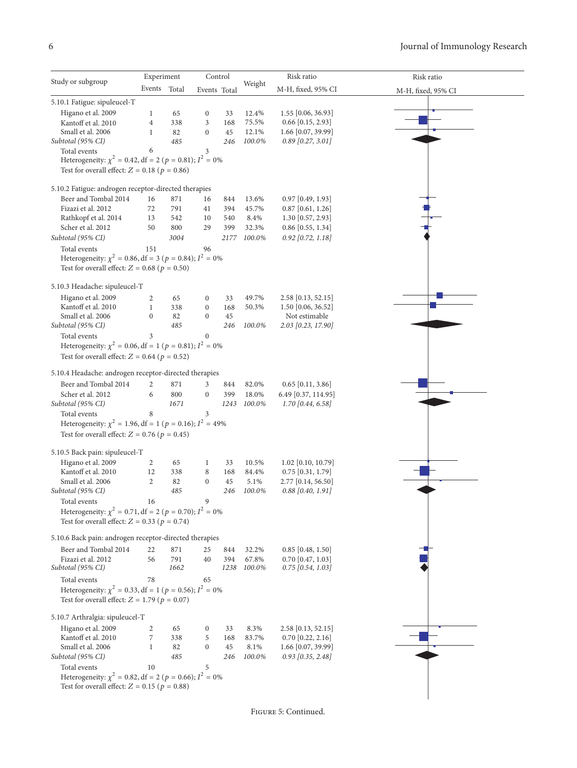| Study or subgroup | Experiment Events | Experiment Total | Control Events | Control Total | Weight | Risk ratio M-H, fixed, 95% CI |
|---|---|---|---|---|---|---|
| **5.10.1 Fatigue: sipuleucel-T** | | | | | | |
| Higano et al. 2009 | 1 | 65 | 0 | 33 | 12.4% | 1.55 [0.06, 36.93] |
| Kantoff et al. 2010 | 4 | 338 | 3 | 168 | 75.5% | 0.66 [0.15, 2.93] |
| Small et al. 2006 | 1 | 82 | 0 | 45 | 12.1% | 1.66 [0.07, 39.99] |
| *Subtotal (95% CI)* | | *485* | | *246* | *100.0%* | *0.89 [0.27, 3.01]* |
| Total events | 6 | | 3 | | | |
| Heterogeneity: $\chi^2 = 0.42$, df = 2 ($p = 0.81$); $I^2 = 0\%$ | | | | | | |
| Test for overall effect: $Z = 0.18$ ($p = 0.86$) | | | | | | |
| **5.10.2 Fatigue: androgen receptor-directed therapies** | | | | | | |
| Beer and Tombal 2014 | 16 | 871 | 16 | 844 | 13.6% | 0.97 [0.49, 1.93] |
| Fizazi et al. 2012 | 72 | 791 | 41 | 394 | 45.7% | 0.87 [0.61, 1.26] |
| Rathkopf et al. 2014 | 13 | 542 | 10 | 540 | 8.4% | 1.30 [0.57, 2.93] |
| Scher et al. 2012 | 50 | 800 | 29 | 399 | 32.3% | 0.86 [0.55, 1.34] |
| *Subtotal (95% CI)* | | *3004* | | *2177* | *100.0%* | *0.92 [0.72, 1.18]* |
| Total events | 151 | | 96 | | | |
| Heterogeneity: $\chi^2 = 0.86$, df = 3 ($p = 0.84$); $I^2 = 0\%$ | | | | | | |
| Test for overall effect: $Z = 0.68$ ($p = 0.50$) | | | | | | |
| **5.10.3 Headache: sipuleucel-T** | | | | | | |
| Higano et al. 2009 | 2 | 65 | 0 | 33 | 49.7% | 2.58 [0.13, 52.15] |
| Kantoff et al. 2010 | 1 | 338 | 0 | 168 | 50.3% | 1.50 [0.06, 36.52] |
| Small et al. 2006 | 0 | 82 | 0 | 45 | | Not estimable |
| *Subtotal (95% CI)* | | *485* | | *246* | *100.0%* | *2.03 [0.23, 17.90]* |
| Total events | 3 | | 0 | | | |
| Heterogeneity: $\chi^2 = 0.06$, df = 1 ($p = 0.81$); $I^2 = 0\%$ | | | | | | |
| Test for overall effect: $Z = 0.64$ ($p = 0.52$) | | | | | | |
| **5.10.4 Headache: androgen receptor-directed therapies** | | | | | | |
| Beer and Tombal 2014 | 2 | 871 | 3 | 844 | 82.0% | 0.65 [0.11, 3.86] |
| Scher et al. 2012 | 6 | 800 | 0 | 399 | 18.0% | 6.49 [0.37, 114.95] |
| *Subtotal (95% CI)* | | *1671* | | *1243* | *100.0%* | *1.70 [0.44, 6.58]* |
| Total events | 8 | | 3 | | | |
| Heterogeneity: $\chi^2 = 1.96$, df = 1 ($p = 0.16$); $I^2 = 49\%$ | | | | | | |
| Test for overall effect: $Z = 0.76$ ($p = 0.45$) | | | | | | |
| **5.10.5 Back pain: sipuleucel-T** | | | | | | |
| Higano et al. 2009 | 2 | 65 | 1 | 33 | 10.5% | 1.02 [0.10, 10.79] |
| Kantoff et al. 2010 | 12 | 338 | 8 | 168 | 84.4% | 0.75 [0.31, 1.79] |
| Small et al. 2006 | 2 | 82 | 0 | 45 | 5.1% | 2.77 [0.14, 56.50] |
| *Subtotal (95% CI)* | | *485* | | *246* | *100.0%* | *0.88 [0.40, 1.91]* |
| Total events | 16 | | 9 | | | |
| Heterogeneity: $\chi^2 = 0.71$, df = 2 ($p = 0.70$); $I^2 = 0\%$ | | | | | | |
| Test for overall effect: $Z = 0.33$ ($p = 0.74$) | | | | | | |
| **5.10.6 Back pain: androgen receptor-directed therapies** | | | | | | |
| Beer and Tombal 2014 | 22 | 871 | 25 | 844 | 32.2% | 0.85 [0.48, 1.50] |
| Fizazi et al. 2012 | 56 | 791 | 40 | 394 | 67.8% | 0.70 [0.47, 1.03] |
| *Subtotal (95% CI)* | | *1662* | | *1238* | *100.0%* | *0.75 [0.54, 1.03]* |
| Total events | 78 | | 65 | | | |
| Heterogeneity: $\chi^2 = 0.33$, df = 1 ($p = 0.56$); $I^2 = 0\%$ | | | | | | |
| Test for overall effect: $Z = 1.79$ ($p = 0.07$) | | | | | | |
| **5.10.7 Arthralgia: sipuleucel-T** | | | | | | |
| Higano et al. 2009 | 2 | 65 | 0 | 33 | 8.3% | 2.58 [0.13, 52.15] |
| Kantoff et al. 2010 | 7 | 338 | 5 | 168 | 83.7% | 0.70 [0.22, 2.16] |
| Small et al. 2006 | 1 | 82 | 0 | 45 | 8.1% | 1.66 [0.07, 39.99] |
| *Subtotal (95% CI)* | | *485* | | *246* | *100.0%* | *0.93 [0.35, 2.48]* |
| Total events | 10 | | 5 | | | |
| Heterogeneity: $\chi^2 = 0.82$, df = 2 ($p = 0.66$); $I^2 = 0\%$ | | | | | | |
| Test for overall effect: $Z = 0.15$ ($p = 0.88$) | | | | | | |

Figure 5: Continued.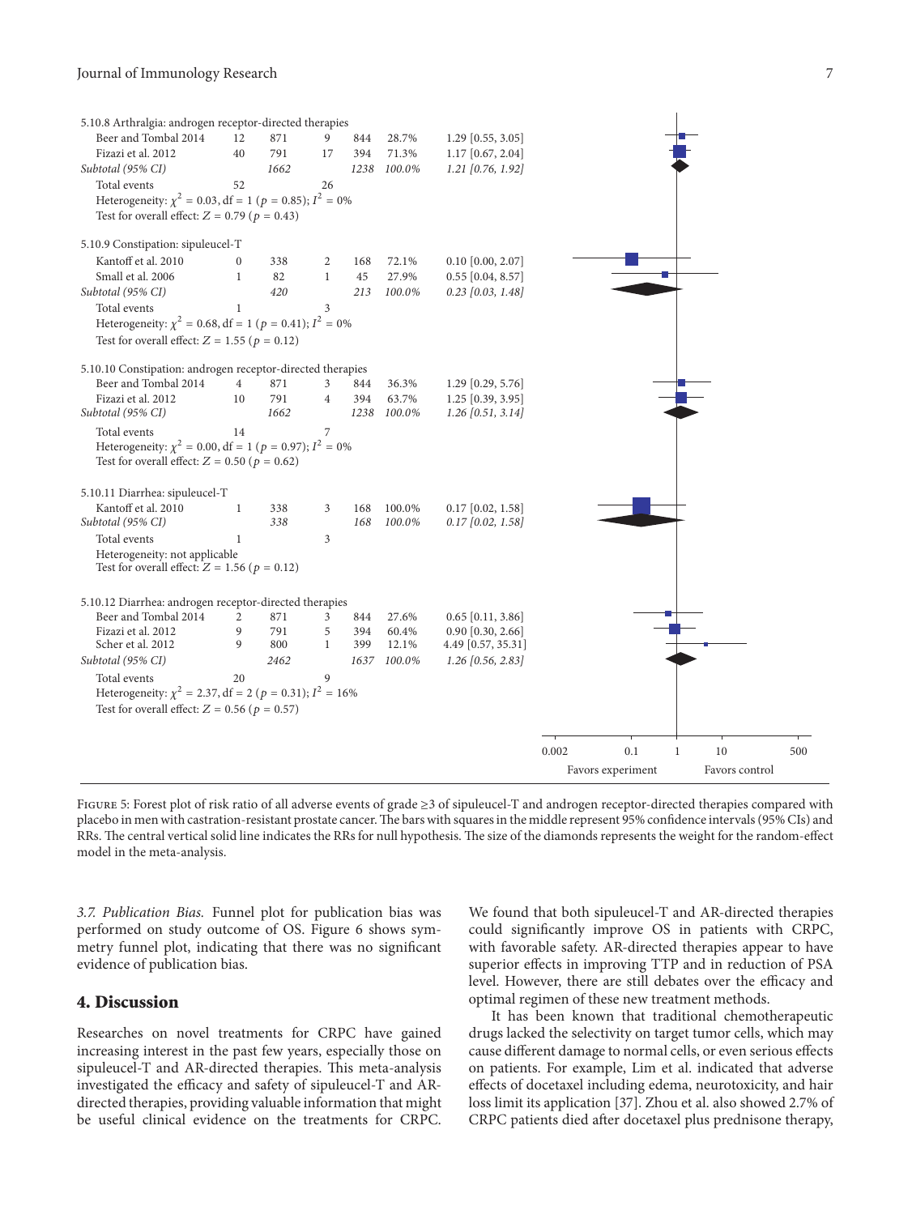| | | | | | | |
|---|---|---|---|---|---|---|
| 5.10.8 Arthralgia: androgen receptor-directed therapies | | | | | | |
| Beer and Tombal 2014 | 12 | 871 | 9 | 844 | 28.7% | 1.29 [0.55, 3.05] |
| Fizazi et al. 2012 | 40 | 791 | 17 | 394 | 71.3% | 1.17 [0.67, 2.04] |
| *Subtotal (95% CI)* | | *1662* | | *1238* | *100.0%* | *1.21 [0.76, 1.92]* |
| Total events | 52 | | 26 | | | |
| Heterogeneity: $\chi^2 = 0.03$, df = 1 ($p = 0.85$); $I^2 = 0\%$ | | | | | | |
| Test for overall effect: $Z = 0.79$ ($p = 0.43$) | | | | | | |
| 5.10.9 Constipation: sipuleucel-T | | | | | | |
| Kantoff et al. 2010 | 0 | 338 | 2 | 168 | 72.1% | 0.10 [0.00, 2.07] |
| Small et al. 2006 | 1 | 82 | 1 | 45 | 27.9% | 0.55 [0.04, 8.57] |
| *Subtotal (95% CI)* | | *420* | | *213* | *100.0%* | *0.23 [0.03, 1.48]* |
| Total events | 1 | | 3 | | | |
| Heterogeneity: $\chi^2 = 0.68$, df = 1 ($p = 0.41$); $I^2 = 0\%$ | | | | | | |
| Test for overall effect: $Z = 1.55$ ($p = 0.12$) | | | | | | |
| 5.10.10 Constipation: androgen receptor-directed therapies | | | | | | |
| Beer and Tombal 2014 | 4 | 871 | 3 | 844 | 36.3% | 1.29 [0.29, 5.76] |
| Fizazi et al. 2012 | 10 | 791 | 4 | 394 | 63.7% | 1.25 [0.39, 3.95] |
| *Subtotal (95% CI)* | | *1662* | | *1238* | *100.0%* | *1.26 [0.51, 3.14]* |
| Total events | 14 | | 7 | | | |
| Heterogeneity: $\chi^2 = 0.00$, df = 1 ($p = 0.97$); $I^2 = 0\%$ | | | | | | |
| Test for overall effect: $Z = 0.50$ ($p = 0.62$) | | | | | | |
| 5.10.11 Diarrhea: sipuleucel-T | | | | | | |
| Kantoff et al. 2010 | 1 | 338 | 3 | 168 | 100.0% | 0.17 [0.02, 1.58] |
| *Subtotal (95% CI)* | | *338* | | *168* | *100.0%* | *0.17 [0.02, 1.58]* |
| Total events | 1 | | 3 | | | |
| Heterogeneity: not applicable | | | | | | |
| Test for overall effect: $Z = 1.56$ ($p = 0.12$) | | | | | | |
| 5.10.12 Diarrhea: androgen receptor-directed therapies | | | | | | |
| Beer and Tombal 2014 | 2 | 871 | 3 | 844 | 27.6% | 0.65 [0.11, 3.86] |
| Fizazi et al. 2012 | 9 | 791 | 5 | 394 | 60.4% | 0.90 [0.30, 2.66] |
| Scher et al. 2012 | 9 | 800 | 1 | 399 | 12.1% | 4.49 [0.57, 35.31] |
| *Subtotal (95% CI)* | | *2462* | | *1637* | *100.0%* | *1.26 [0.56, 2.83]* |
| Total events | 20 | | 9 | | | |
| Heterogeneity: $\chi^2 = 2.37$, df = 2 ($p = 0.31$); $I^2 = 16\%$ | | | | | | |
| Test for overall effect: $Z = 0.56$ ($p = 0.57$) | | | | | | |

0.002 0.1 1 10 500

Favors experiment Favors control

Figure 5: Forest plot of risk ratio of all adverse events of grade ≥3 of sipuleucel-T and androgen receptor-directed therapies compared with placebo in men with castration-resistant prostate cancer. The bars with squares in the middle represent 95% confidence intervals (95% CIs) and RRs. The central vertical solid line indicates the RRs for null hypothesis. The size of the diamonds represents the weight for the random-effect model in the meta-analysis.

*3.7. Publication Bias.* Funnel plot for publication bias was performed on study outcome of OS. Figure 6 shows symmetry funnel plot, indicating that there was no significant evidence of publication bias.

## 4. Discussion

Researches on novel treatments for CRPC have gained increasing interest in the past few years, especially those on sipuleucel-T and AR-directed therapies. This meta-analysis investigated the efficacy and safety of sipuleucel-T and AR-directed therapies, providing valuable information that might be useful clinical evidence on the treatments for CRPC. We found that both sipuleucel-T and AR-directed therapies could significantly improve OS in patients with CRPC, with favorable safety. AR-directed therapies appear to have superior effects in improving TTP and in reduction of PSA level. However, there are still debates over the efficacy and optimal regimen of these new treatment methods.

It has been known that traditional chemotherapeutic drugs lacked the selectivity on target tumor cells, which may cause different damage to normal cells, or even serious effects on patients. For example, Lim et al. indicated that adverse effects of docetaxel including edema, neurotoxicity, and hair loss limit its application [37]. Zhou et al. also showed 2.7% of CRPC patients died after docetaxel plus prednisone therapy,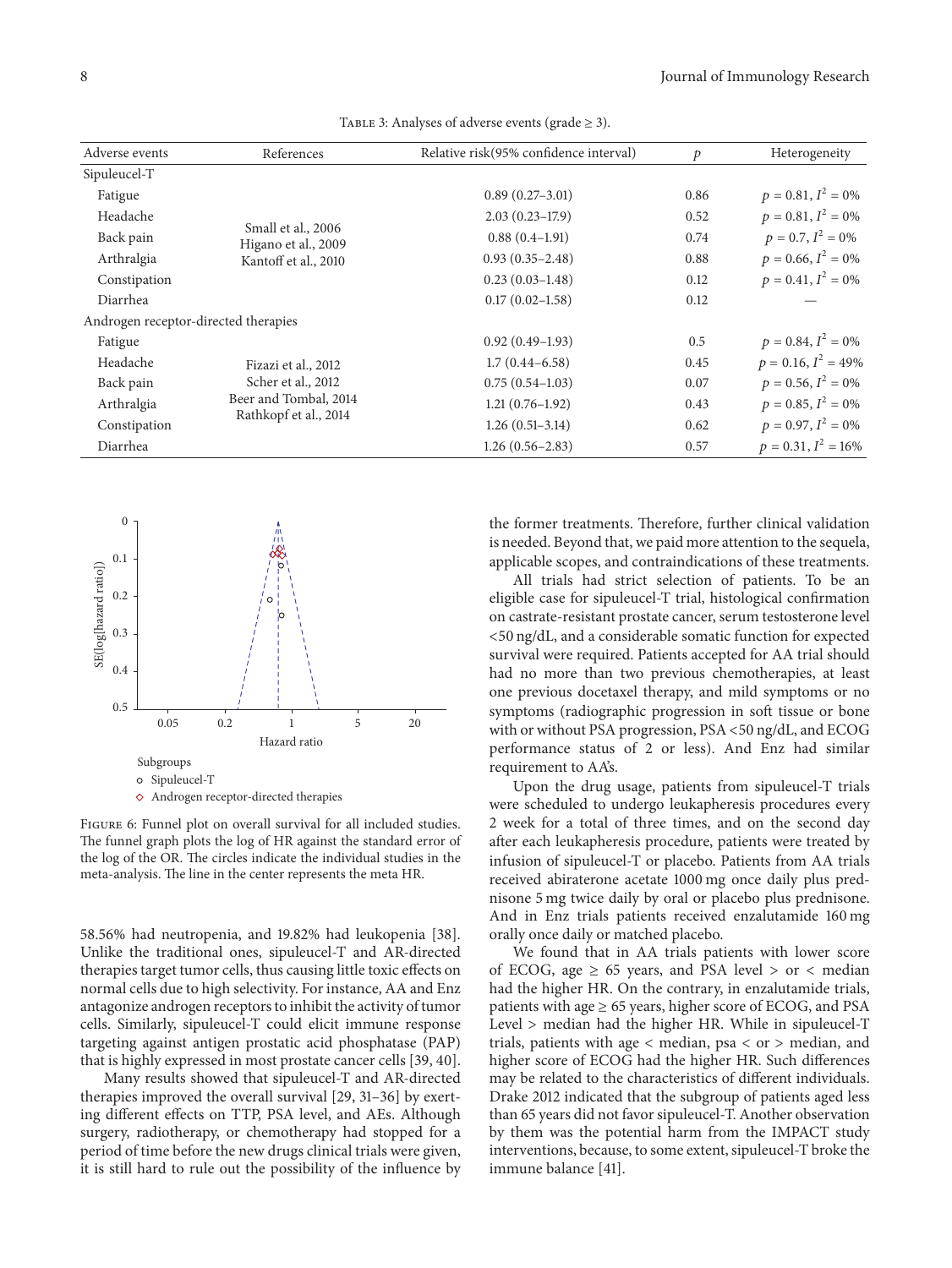Table 3: Analyses of adverse events (grade ≥ 3).

| Adverse events | References | Relative risk(95% confidence interval) | $p$ | Heterogeneity |
|---|---|---|---|---|
| Sipuleucel-T | | | | |
| Fatigue | Small et al., 2006<br>Higano et al., 2009<br>Kantoff et al., 2010 | 0.89 (0.27–3.01) | 0.86 | $p = 0.81$, $I^2 = 0\%$ |
| Headache | | 2.03 (0.23–17.9) | 0.52 | $p = 0.81$, $I^2 = 0\%$ |
| Back pain | | 0.88 (0.4–1.91) | 0.74 | $p = 0.7$, $I^2 = 0\%$ |
| Arthralgia | | 0.93 (0.35–2.48) | 0.88 | $p = 0.66$, $I^2 = 0\%$ |
| Constipation | | 0.23 (0.03–1.48) | 0.12 | $p = 0.41$, $I^2 = 0\%$ |
| Diarrhea | | 0.17 (0.02–1.58) | 0.12 | — |
| Androgen receptor-directed therapies | | | | |
| Fatigue | Fizazi et al., 2012<br>Scher et al., 2012<br>Beer and Tombal, 2014<br>Rathkopf et al., 2014 | 0.92 (0.49–1.93) | 0.5 | $p = 0.84$, $I^2 = 0\%$ |
| Headache | | 1.7 (0.44–6.58) | 0.45 | $p = 0.16$, $I^2 = 49\%$ |
| Back pain | | 0.75 (0.54–1.03) | 0.07 | $p = 0.56$, $I^2 = 0\%$ |
| Arthralgia | | 1.21 (0.76–1.92) | 0.43 | $p = 0.85$, $I^2 = 0\%$ |
| Constipation | | 1.26 (0.51–3.14) | 0.62 | $p = 0.97$, $I^2 = 0\%$ |
| Diarrhea | | 1.26 (0.56–2.83) | 0.57 | $p = 0.31$, $I^2 = 16\%$ |

Figure 6: Funnel plot on overall survival for all included studies. The funnel graph plots the log of HR against the standard error of the log of the OR. The circles indicate the individual studies in the meta-analysis. The line in the center represents the meta HR.

58.56% had neutropenia, and 19.82% had leukopenia [38]. Unlike the traditional ones, sipuleucel-T and AR-directed therapies target tumor cells, thus causing little toxic effects on normal cells due to high selectivity. For instance, AA and Enz antagonize androgen receptors to inhibit the activity of tumor cells. Similarly, sipuleucel-T could elicit immune response targeting against antigen prostatic acid phosphatase (PAP) that is highly expressed in most prostate cancer cells [39, 40].

Many results showed that sipuleucel-T and AR-directed therapies improved the overall survival [29, 31–36] by exerting different effects on TTP, PSA level, and AEs. Although surgery, radiotherapy, or chemotherapy had stopped for a period of time before the new drugs clinical trials were given, it is still hard to rule out the possibility of the influence by the former treatments. Therefore, further clinical validation is needed. Beyond that, we paid more attention to the sequela, applicable scopes, and contraindications of these treatments.

All trials had strict selection of patients. To be an eligible case for sipuleucel-T trial, histological confirmation on castrate-resistant prostate cancer, serum testosterone level <50 ng/dL, and a considerable somatic function for expected survival were required. Patients accepted for AA trial should had no more than two previous chemotherapies, at least one previous docetaxel therapy, and mild symptoms or no symptoms (radiographic progression in soft tissue or bone with or without PSA progression, PSA <50 ng/dL, and ECOG performance status of 2 or less). And Enz had similar requirement to AA's.

Upon the drug usage, patients from sipuleucel-T trials were scheduled to undergo leukapheresis procedures every 2 week for a total of three times, and on the second day after each leukapheresis procedure, patients were treated by infusion of sipuleucel-T or placebo. Patients from AA trials received abiraterone acetate 1000 mg once daily plus prednisone 5 mg twice daily by oral or placebo plus prednisone. And in Enz trials patients received enzalutamide 160 mg orally once daily or matched placebo.

We found that in AA trials patients with lower score of ECOG, age ≥ 65 years, and PSA level > or < median had the higher HR. On the contrary, in enzalutamide trials, patients with age ≥ 65 years, higher score of ECOG, and PSA Level > median had the higher HR. While in sipuleucel-T trials, patients with age < median, psa < or > median, and higher score of ECOG had the higher HR. Such differences may be related to the characteristics of different individuals. Drake 2012 indicated that the subgroup of patients aged less than 65 years did not favor sipuleucel-T. Another observation by them was the potential harm from the IMPACT study interventions, because, to some extent, sipuleucel-T broke the immune balance [41].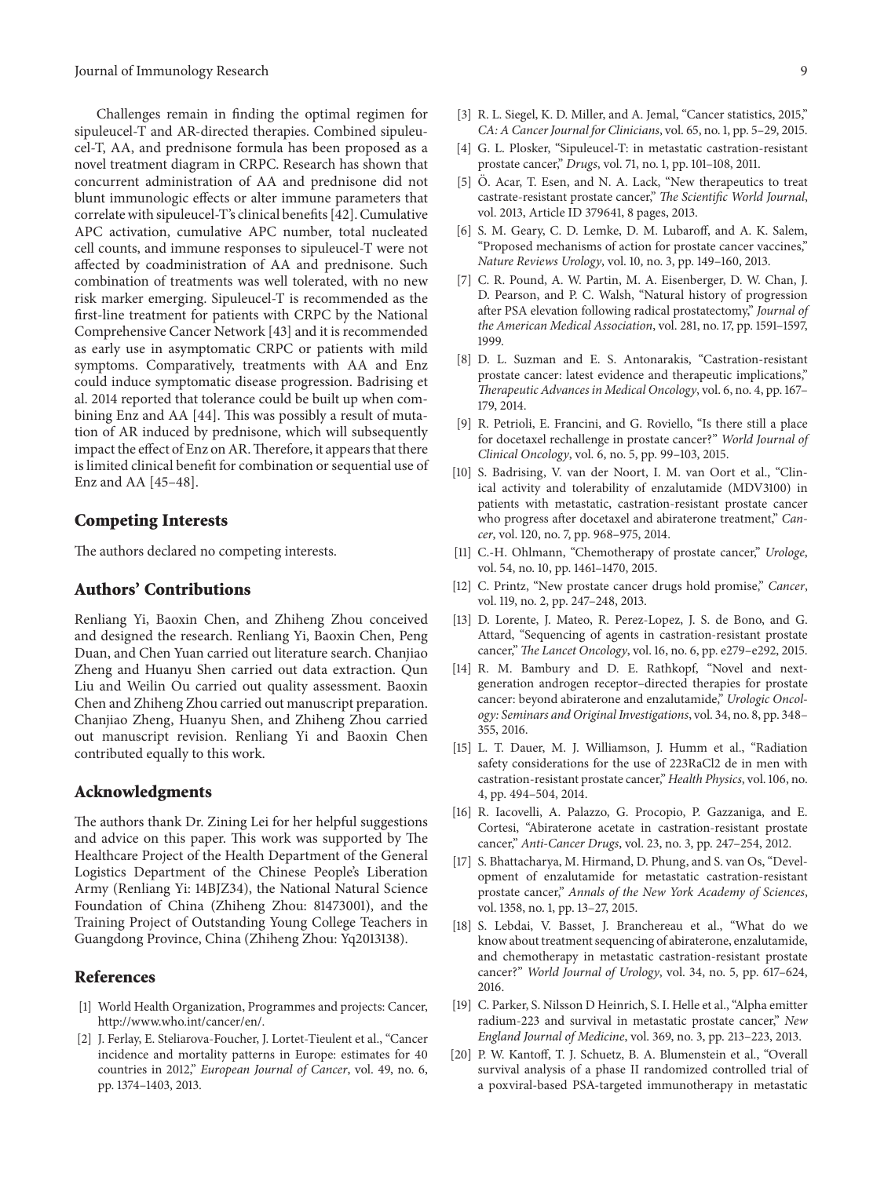Challenges remain in finding the optimal regimen for sipuleucel-T and AR-directed therapies. Combined sipuleucel-T, AA, and prednisone formula has been proposed as a novel treatment diagram in CRPC. Research has shown that concurrent administration of AA and prednisone did not blunt immunologic effects or alter immune parameters that correlate with sipuleucel-T's clinical benefits [42]. Cumulative APC activation, cumulative APC number, total nucleated cell counts, and immune responses to sipuleucel-T were not affected by coadministration of AA and prednisone. Such combination of treatments was well tolerated, with no new risk marker emerging. Sipuleucel-T is recommended as the first-line treatment for patients with CRPC by the National Comprehensive Cancer Network [43] and it is recommended as early use in asymptomatic CRPC or patients with mild symptoms. Comparatively, treatments with AA and Enz could induce symptomatic disease progression. Badrising et al. 2014 reported that tolerance could be built up when combining Enz and AA [44]. This was possibly a result of mutation of AR induced by prednisone, which will subsequently impact the effect of Enz on AR. Therefore, it appears that there is limited clinical benefit for combination or sequential use of Enz and AA [45–48].

## Competing Interests

The authors declared no competing interests.

## Authors' Contributions

Renliang Yi, Baoxin Chen, and Zhiheng Zhou conceived and designed the research. Renliang Yi, Baoxin Chen, Peng Duan, and Chen Yuan carried out literature search. Chanjiao Zheng and Huanyu Shen carried out data extraction. Qun Liu and Weilin Ou carried out quality assessment. Baoxin Chen and Zhiheng Zhou carried out manuscript preparation. Chanjiao Zheng, Huanyu Shen, and Zhiheng Zhou carried out manuscript revision. Renliang Yi and Baoxin Chen contributed equally to this work.

## Acknowledgments

The authors thank Dr. Zining Lei for her helpful suggestions and advice on this paper. This work was supported by The Healthcare Project of the Health Department of the General Logistics Department of the Chinese People's Liberation Army (Renliang Yi: 14BJZ34), the National Natural Science Foundation of China (Zhiheng Zhou: 81473001), and the Training Project of Outstanding Young College Teachers in Guangdong Province, China (Zhiheng Zhou: Yq2013138).

## References

[1] World Health Organization, Programmes and projects: Cancer, http://www.who.int/cancer/en/.

[2] J. Ferlay, E. Steliarova-Foucher, J. Lortet-Tieulent et al., "Cancer incidence and mortality patterns in Europe: estimates for 40 countries in 2012," *European Journal of Cancer*, vol. 49, no. 6, pp. 1374–1403, 2013.

[3] R. L. Siegel, K. D. Miller, and A. Jemal, "Cancer statistics, 2015," *CA: A Cancer Journal for Clinicians*, vol. 65, no. 1, pp. 5–29, 2015.

[4] G. L. Plosker, "Sipuleucel-T: in metastatic castration-resistant prostate cancer," *Drugs*, vol. 71, no. 1, pp. 101–108, 2011.

[5] Ö. Acar, T. Esen, and N. A. Lack, "New therapeutics to treat castrate-resistant prostate cancer," *The Scientific World Journal*, vol. 2013, Article ID 379641, 8 pages, 2013.

[6] S. M. Geary, C. D. Lemke, D. M. Lubaroff, and A. K. Salem, "Proposed mechanisms of action for prostate cancer vaccines," *Nature Reviews Urology*, vol. 10, no. 3, pp. 149–160, 2013.

[7] C. R. Pound, A. W. Partin, M. A. Eisenberger, D. W. Chan, J. D. Pearson, and P. C. Walsh, "Natural history of progression after PSA elevation following radical prostatectomy," *Journal of the American Medical Association*, vol. 281, no. 17, pp. 1591–1597, 1999.

[8] D. L. Suzman and E. S. Antonarakis, "Castration-resistant prostate cancer: latest evidence and therapeutic implications," *Therapeutic Advances in Medical Oncology*, vol. 6, no. 4, pp. 167–179, 2014.

[9] R. Petrioli, E. Francini, and G. Roviello, "Is there still a place for docetaxel rechallenge in prostate cancer?" *World Journal of Clinical Oncology*, vol. 6, no. 5, pp. 99–103, 2015.

[10] S. Badrising, V. van der Noort, I. M. van Oort et al., "Clinical activity and tolerability of enzalutamide (MDV3100) in patients with metastatic, castration-resistant prostate cancer who progress after docetaxel and abiraterone treatment," *Cancer*, vol. 120, no. 7, pp. 968–975, 2014.

[11] C.-H. Ohlmann, "Chemotherapy of prostate cancer," *Urologe*, vol. 54, no. 10, pp. 1461–1470, 2015.

[12] C. Printz, "New prostate cancer drugs hold promise," *Cancer*, vol. 119, no. 2, pp. 247–248, 2013.

[13] D. Lorente, J. Mateo, R. Perez-Lopez, J. S. de Bono, and G. Attard, "Sequencing of agents in castration-resistant prostate cancer," *The Lancet Oncology*, vol. 16, no. 6, pp. e279–e292, 2015.

[14] R. M. Bambury and D. E. Rathkopf, "Novel and next-generation androgen receptor–directed therapies for prostate cancer: beyond abiraterone and enzalutamide," *Urologic Oncology: Seminars and Original Investigations*, vol. 34, no. 8, pp. 348–355, 2016.

[15] L. T. Dauer, M. J. Williamson, J. Humm et al., "Radiation safety considerations for the use of 223RaCl2 de in men with castration-resistant prostate cancer," *Health Physics*, vol. 106, no. 4, pp. 494–504, 2014.

[16] R. Iacovelli, A. Palazzo, G. Procopio, P. Gazzaniga, and E. Cortesi, "Abiraterone acetate in castration-resistant prostate cancer," *Anti-Cancer Drugs*, vol. 23, no. 3, pp. 247–254, 2012.

[17] S. Bhattacharya, M. Hirmand, D. Phung, and S. van Os, "Development of enzalutamide for metastatic castration-resistant prostate cancer," *Annals of the New York Academy of Sciences*, vol. 1358, no. 1, pp. 13–27, 2015.

[18] S. Lebdai, V. Basset, J. Branchereau et al., "What do we know about treatment sequencing of abiraterone, enzalutamide, and chemotherapy in metastatic castration-resistant prostate cancer?" *World Journal of Urology*, vol. 34, no. 5, pp. 617–624, 2016.

[19] C. Parker, S. Nilsson D Heinrich, S. I. Helle et al., "Alpha emitter radium-223 and survival in metastatic prostate cancer," *New England Journal of Medicine*, vol. 369, no. 3, pp. 213–223, 2013.

[20] P. W. Kantoff, T. J. Schuetz, B. A. Blumenstein et al., "Overall survival analysis of a phase II randomized controlled trial of a poxviral-based PSA-targeted immunotherapy in metastatic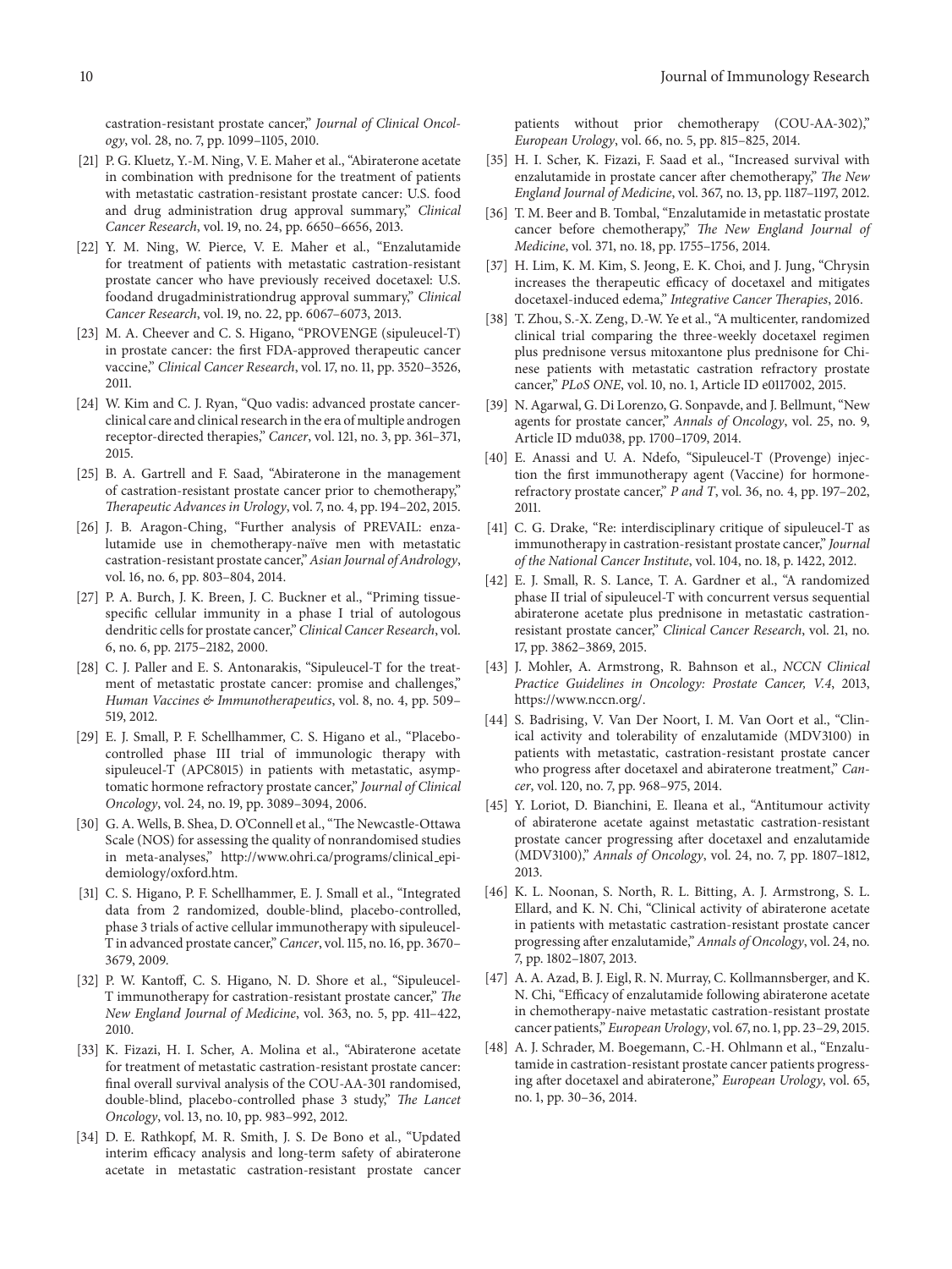castration-resistant prostate cancer," *Journal of Clinical Oncology*, vol. 28, no. 7, pp. 1099–1105, 2010.

[21] P. G. Kluetz, Y.-M. Ning, V. E. Maher et al., "Abiraterone acetate in combination with prednisone for the treatment of patients with metastatic castration-resistant prostate cancer: U.S. food and drug administration drug approval summary," *Clinical Cancer Research*, vol. 19, no. 24, pp. 6650–6656, 2013.

[22] Y. M. Ning, W. Pierce, V. E. Maher et al., "Enzalutamide for treatment of patients with metastatic castration-resistant prostate cancer who have previously received docetaxel: U.S. foodand drugadministrationdrug approval summary," *Clinical Cancer Research*, vol. 19, no. 22, pp. 6067–6073, 2013.

[23] M. A. Cheever and C. S. Higano, "PROVENGE (sipuleucel-T) in prostate cancer: the first FDA-approved therapeutic cancer vaccine," *Clinical Cancer Research*, vol. 17, no. 11, pp. 3520–3526, 2011.

[24] W. Kim and C. J. Ryan, "Quo vadis: advanced prostate cancer-clinical care and clinical research in the era of multiple androgen receptor-directed therapies," *Cancer*, vol. 121, no. 3, pp. 361–371, 2015.

[25] B. A. Gartrell and F. Saad, "Abiraterone in the management of castration-resistant prostate cancer prior to chemotherapy," *Therapeutic Advances in Urology*, vol. 7, no. 4, pp. 194–202, 2015.

[26] J. B. Aragon-Ching, "Further analysis of PREVAIL: enzalutamide use in chemotherapy-naïve men with metastatic castration-resistant prostate cancer," *Asian Journal of Andrology*, vol. 16, no. 6, pp. 803–804, 2014.

[27] P. A. Burch, J. K. Breen, J. C. Buckner et al., "Priming tissue-specific cellular immunity in a phase I trial of autologous dendritic cells for prostate cancer," *Clinical Cancer Research*, vol. 6, no. 6, pp. 2175–2182, 2000.

[28] C. J. Paller and E. S. Antonarakis, "Sipuleucel-T for the treatment of metastatic prostate cancer: promise and challenges," *Human Vaccines & Immunotherapeutics*, vol. 8, no. 4, pp. 509–519, 2012.

[29] E. J. Small, P. F. Schellhammer, C. S. Higano et al., "Placebo-controlled phase III trial of immunologic therapy with sipuleucel-T (APC8015) in patients with metastatic, asymptomatic hormone refractory prostate cancer," *Journal of Clinical Oncology*, vol. 24, no. 19, pp. 3089–3094, 2006.

[30] G. A. Wells, B. Shea, D. O'Connell et al., "The Newcastle-Ottawa Scale (NOS) for assessing the quality of nonrandomised studies in meta-analyses," http://www.ohri.ca/programs/clinical_epidemiology/oxford.htm.

[31] C. S. Higano, P. F. Schellhammer, E. J. Small et al., "Integrated data from 2 randomized, double-blind, placebo-controlled, phase 3 trials of active cellular immunotherapy with sipuleucel-T in advanced prostate cancer," *Cancer*, vol. 115, no. 16, pp. 3670–3679, 2009.

[32] P. W. Kantoff, C. S. Higano, N. D. Shore et al., "Sipuleucel-T immunotherapy for castration-resistant prostate cancer," *The New England Journal of Medicine*, vol. 363, no. 5, pp. 411–422, 2010.

[33] K. Fizazi, H. I. Scher, A. Molina et al., "Abiraterone acetate for treatment of metastatic castration-resistant prostate cancer: final overall survival analysis of the COU-AA-301 randomised, double-blind, placebo-controlled phase 3 study," *The Lancet Oncology*, vol. 13, no. 10, pp. 983–992, 2012.

[34] D. E. Rathkopf, M. R. Smith, J. S. De Bono et al., "Updated interim efficacy analysis and long-term safety of abiraterone acetate in metastatic castration-resistant prostate cancer patients without prior chemotherapy (COU-AA-302)," *European Urology*, vol. 66, no. 5, pp. 815–825, 2014.

[35] H. I. Scher, K. Fizazi, F. Saad et al., "Increased survival with enzalutamide in prostate cancer after chemotherapy," *The New England Journal of Medicine*, vol. 367, no. 13, pp. 1187–1197, 2012.

[36] T. M. Beer and B. Tombal, "Enzalutamide in metastatic prostate cancer before chemotherapy," *The New England Journal of Medicine*, vol. 371, no. 18, pp. 1755–1756, 2014.

[37] H. Lim, K. M. Kim, S. Jeong, E. K. Choi, and J. Jung, "Chrysin increases the therapeutic efficacy of docetaxel and mitigates docetaxel-induced edema," *Integrative Cancer Therapies*, 2016.

[38] T. Zhou, S.-X. Zeng, D.-W. Ye et al., "A multicenter, randomized clinical trial comparing the three-weekly docetaxel regimen plus prednisone versus mitoxantone plus prednisone for Chinese patients with metastatic castration refractory prostate cancer," *PLoS ONE*, vol. 10, no. 1, Article ID e0117002, 2015.

[39] N. Agarwal, G. Di Lorenzo, G. Sonpavde, and J. Bellmunt, "New agents for prostate cancer," *Annals of Oncology*, vol. 25, no. 9, Article ID mdu038, pp. 1700–1709, 2014.

[40] E. Anassi and U. A. Ndefo, "Sipuleucel-T (Provenge) injection the first immunotherapy agent (Vaccine) for hormone-refractory prostate cancer," *P and T*, vol. 36, no. 4, pp. 197–202, 2011.

[41] C. G. Drake, "Re: interdisciplinary critique of sipuleucel-T as immunotherapy in castration-resistant prostate cancer," *Journal of the National Cancer Institute*, vol. 104, no. 18, p. 1422, 2012.

[42] E. J. Small, R. S. Lance, T. A. Gardner et al., "A randomized phase II trial of sipuleucel-T with concurrent versus sequential abiraterone acetate plus prednisone in metastatic castration-resistant prostate cancer," *Clinical Cancer Research*, vol. 21, no. 17, pp. 3862–3869, 2015.

[43] J. Mohler, A. Armstrong, R. Bahnson et al., *NCCN Clinical Practice Guidelines in Oncology: Prostate Cancer, V.4*, 2013, https://www.nccn.org/.

[44] S. Badrising, V. Van Der Noort, I. M. Van Oort et al., "Clinical activity and tolerability of enzalutamide (MDV3100) in patients with metastatic, castration-resistant prostate cancer who progress after docetaxel and abiraterone treatment," *Cancer*, vol. 120, no. 7, pp. 968–975, 2014.

[45] Y. Loriot, D. Bianchini, E. Ileana et al., "Antitumour activity of abiraterone acetate against metastatic castration-resistant prostate cancer progressing after docetaxel and enzalutamide (MDV3100)," *Annals of Oncology*, vol. 24, no. 7, pp. 1807–1812, 2013.

[46] K. L. Noonan, S. North, R. L. Bitting, A. J. Armstrong, S. L. Ellard, and K. N. Chi, "Clinical activity of abiraterone acetate in patients with metastatic castration-resistant prostate cancer progressing after enzalutamide," *Annals of Oncology*, vol. 24, no. 7, pp. 1802–1807, 2013.

[47] A. A. Azad, B. J. Eigl, R. N. Murray, C. Kollmannsberger, and K. N. Chi, "Efficacy of enzalutamide following abiraterone acetate in chemotherapy-naive metastatic castration-resistant prostate cancer patients," *European Urology*, vol. 67, no. 1, pp. 23–29, 2015.

[48] A. J. Schrader, M. Boegemann, C.-H. Ohlmann et al., "Enzalutamide in castration-resistant prostate cancer patients progressing after docetaxel and abiraterone," *European Urology*, vol. 65, no. 1, pp. 30–36, 2014.